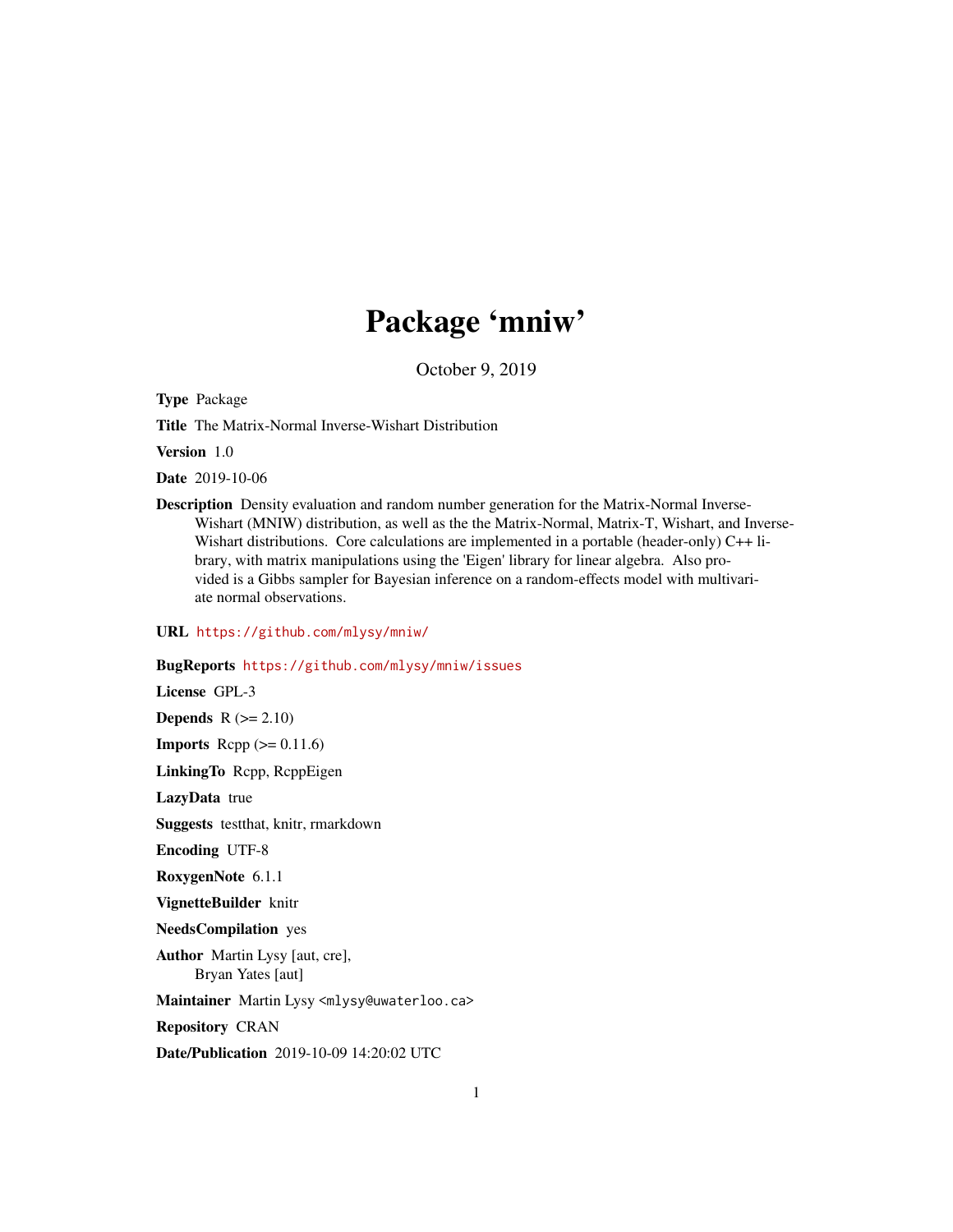# Package 'mniw'

October 9, 2019

**Type** Package

**Title** The Matrix-Normal Inverse-Wishart Distribution

**Version** 1.0

**Date** 2019-10-06

**Description** Density evaluation and random number generation for the Matrix-Normal Inverse-Wishart (MNIW) distribution, as well as the the Matrix-Normal, Matrix-T, Wishart, and Inverse-Wishart distributions. Core calculations are implemented in a portable (header-only) C++ library, with matrix manipulations using the 'Eigen' library for linear algebra. Also provided is a Gibbs sampler for Bayesian inference on a random-effects model with multivariate normal observations.

**URL** https://github.com/mlysy/mniw/

**BugReports** https://github.com/mlysy/mniw/issues

**License** GPL-3

**Depends** R (>= 2.10)

**Imports** Rcpp (>= 0.11.6)

**LinkingTo** Rcpp, RcppEigen

**LazyData** true

**Suggests** testthat, knitr, rmarkdown

**Encoding** UTF-8

**RoxygenNote** 6.1.1

**VignetteBuilder** knitr

**NeedsCompilation** yes

**Author** Martin Lysy [aut, cre],
Bryan Yates [aut]

**Maintainer** Martin Lysy <mlysy@uwaterloo.ca>

**Repository** CRAN

**Date/Publication** 2019-10-09 14:20:02 UTC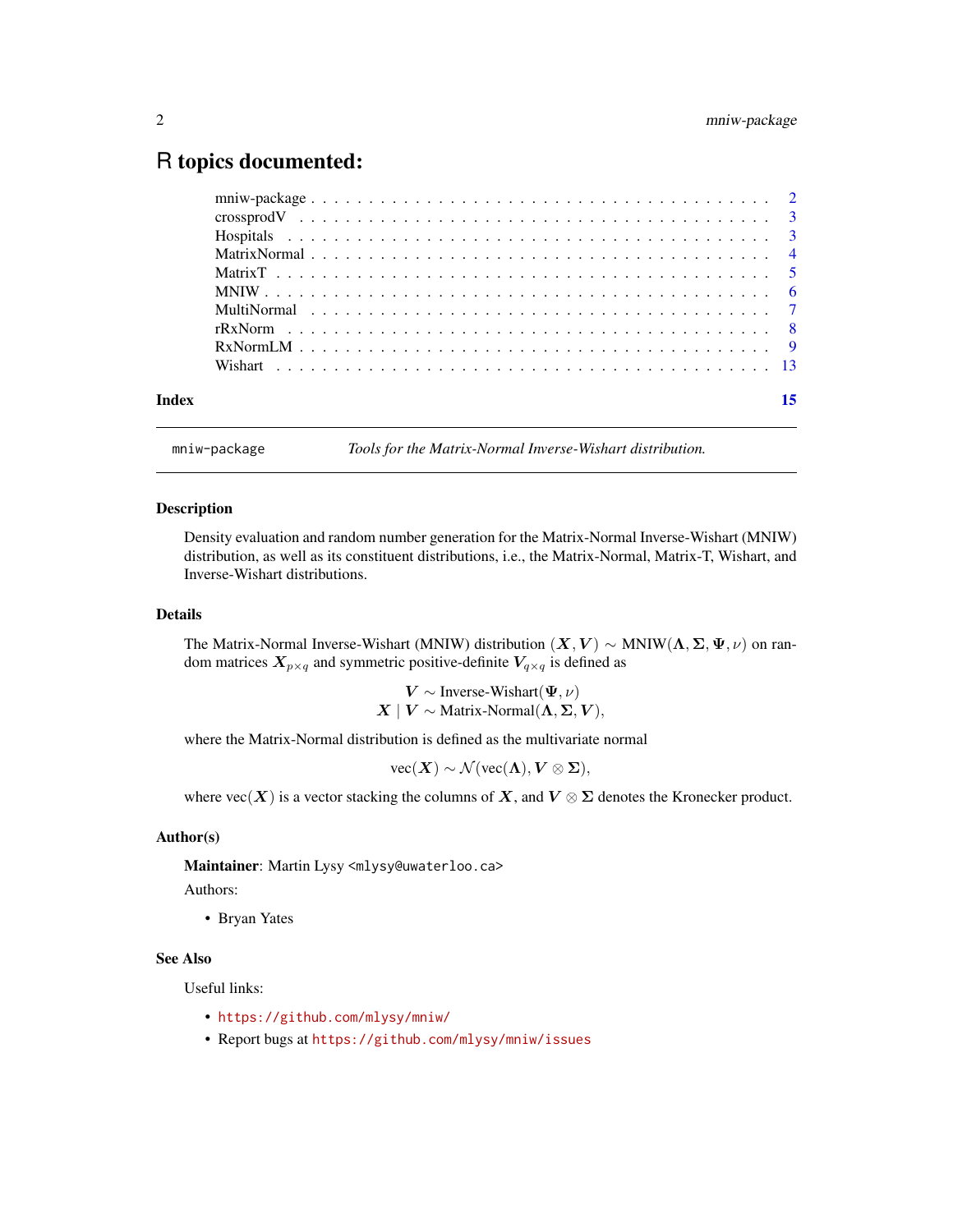# R topics documented:

| | |
|---|---|
| mniw-package | 2 |
| crossprodV | 3 |
| Hospitals | 3 |
| MatrixNormal | 4 |
| MatrixT | 5 |
| MNIW | 6 |
| MultiNormal | 7 |
| rRxNorm | 8 |
| RxNormLM | 9 |
| Wishart | 13 |
| **Index** | **15** |

---

mniw-package — *Tools for the Matrix-Normal Inverse-Wishart distribution.*

---

## Description

Density evaluation and random number generation for the Matrix-Normal Inverse-Wishart (MNIW) distribution, as well as its constituent distributions, i.e., the Matrix-Normal, Matrix-T, Wishart, and Inverse-Wishart distributions.

## Details

The Matrix-Normal Inverse-Wishart (MNIW) distribution $(\boldsymbol{X}, \boldsymbol{V}) \sim \text{MNIW}(\boldsymbol{\Lambda}, \boldsymbol{\Sigma}, \boldsymbol{\Psi}, \nu)$ on random matrices $\boldsymbol{X}_{p \times q}$ and symmetric positive-definite $\boldsymbol{V}_{q \times q}$ is defined as

$$\boldsymbol{V} \sim \text{Inverse-Wishart}(\boldsymbol{\Psi}, \nu)$$
$$\boldsymbol{X} \mid \boldsymbol{V} \sim \text{Matrix-Normal}(\boldsymbol{\Lambda}, \boldsymbol{\Sigma}, \boldsymbol{V}),$$

where the Matrix-Normal distribution is defined as the multivariate normal

$$\text{vec}(\boldsymbol{X}) \sim \mathcal{N}(\text{vec}(\boldsymbol{\Lambda}), \boldsymbol{V} \otimes \boldsymbol{\Sigma}),$$

where $\text{vec}(\boldsymbol{X})$ is a vector stacking the columns of $\boldsymbol{X}$, and $\boldsymbol{V} \otimes \boldsymbol{\Sigma}$ denotes the Kronecker product.

## Author(s)

**Maintainer**: Martin Lysy <mlysy@uwaterloo.ca>

Authors:

- Bryan Yates

## See Also

Useful links:

- https://github.com/mlysy/mniw/
- Report bugs at https://github.com/mlysy/mniw/issues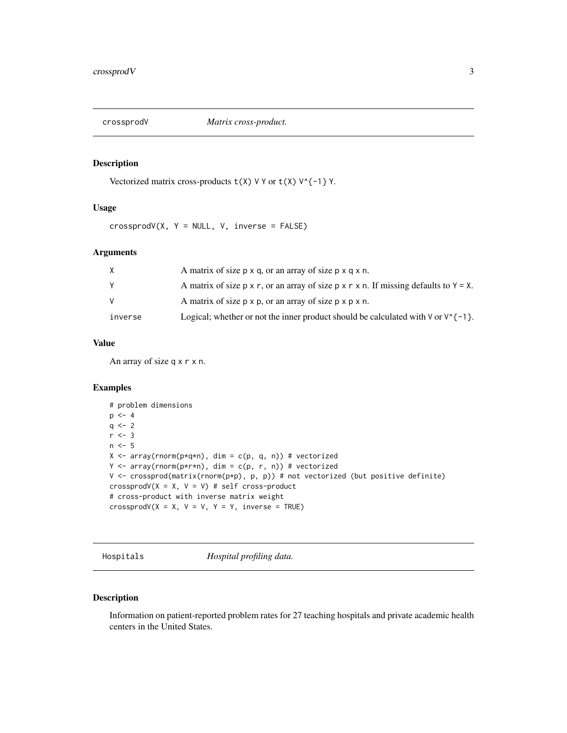## crossprodV — *Matrix cross-product.*

### Description

Vectorized matrix cross-products `t(X) V Y` or `t(X) V^{-1} Y`.

### Usage

```
crossprodV(X, Y = NULL, V, inverse = FALSE)
```

### Arguments

| | |
|---|---|
| `X` | A matrix of size `p x q`, or an array of size `p x q x n`. |
| `Y` | A matrix of size `p x r`, or an array of size `p x r x n`. If missing defaults to `Y = X`. |
| `V` | A matrix of size `p x p`, or an array of size `p x p x n`. |
| `inverse` | Logical; whether or not the inner product should be calculated with `V` or `V^{-1}`. |

### Value

An array of size `q x r x n`.

### Examples

```
# problem dimensions
p <- 4
q <- 2
r <- 3
n <- 5
X <- array(rnorm(p*q*n), dim = c(p, q, n)) # vectorized
Y <- array(rnorm(p*r*n), dim = c(p, r, n)) # vectorized
V <- crossprod(matrix(rnorm(p*p), p, p)) # not vectorized (but positive definite)
crossprodV(X = X, V = V) # self cross-product
# cross-product with inverse matrix weight
crossprodV(X = X, V = V, Y = Y, inverse = TRUE)
```

## Hospitals — *Hospital profiling data.*

### Description

Information on patient-reported problem rates for 27 teaching hospitals and private academic health centers in the United States.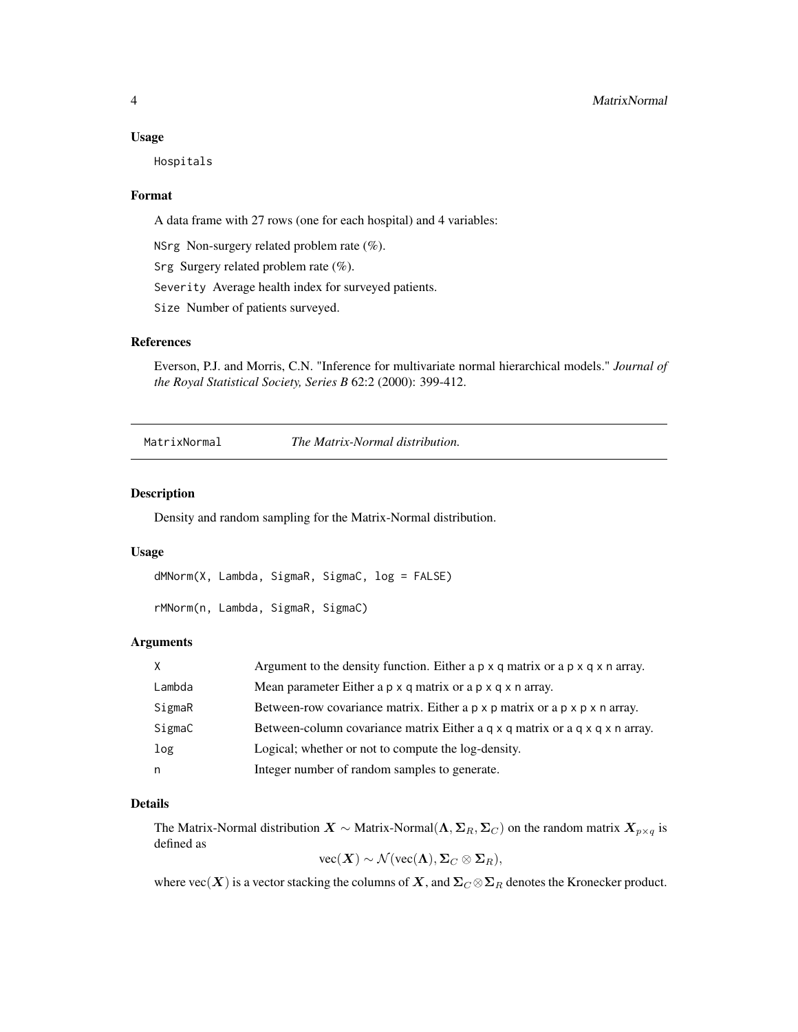### Usage

```
Hospitals
```

### Format

A data frame with 27 rows (one for each hospital) and 4 variables:

`NSrg` Non-surgery related problem rate (%).

`Srg` Surgery related problem rate (%).

`Severity` Average health index for surveyed patients.

`Size` Number of patients surveyed.

### References

Everson, P.J. and Morris, C.N. "Inference for multivariate normal hierarchical models." *Journal of the Royal Statistical Society, Series B* 62:2 (2000): 399-412.

---

## MatrixNormal — *The Matrix-Normal distribution.*

---

### Description

Density and random sampling for the Matrix-Normal distribution.

### Usage

```
dMNorm(X, Lambda, SigmaR, SigmaC, log = FALSE)

rMNorm(n, Lambda, SigmaR, SigmaC)
```

### Arguments

| | |
|---|---|
| `X` | Argument to the density function. Either a `p x q` matrix or a `p x q x n` array. |
| `Lambda` | Mean parameter Either a `p x q` matrix or a `p x q x n` array. |
| `SigmaR` | Between-row covariance matrix. Either a `p x p` matrix or a `p x p x n` array. |
| `SigmaC` | Between-column covariance matrix Either a `q x q` matrix or a `q x q x n` array. |
| `log` | Logical; whether or not to compute the log-density. |
| `n` | Integer number of random samples to generate. |

### Details

The Matrix-Normal distribution $\boldsymbol{X} \sim \text{Matrix-Normal}(\boldsymbol{\Lambda}, \boldsymbol{\Sigma}_R, \boldsymbol{\Sigma}_C)$ on the random matrix $\boldsymbol{X}_{p \times q}$ is defined as

$$\text{vec}(\boldsymbol{X}) \sim \mathcal{N}(\text{vec}(\boldsymbol{\Lambda}), \boldsymbol{\Sigma}_C \otimes \boldsymbol{\Sigma}_R),$$

where $\text{vec}(\boldsymbol{X})$ is a vector stacking the columns of $\boldsymbol{X}$, and $\boldsymbol{\Sigma}_C \otimes \boldsymbol{\Sigma}_R$ denotes the Kronecker product.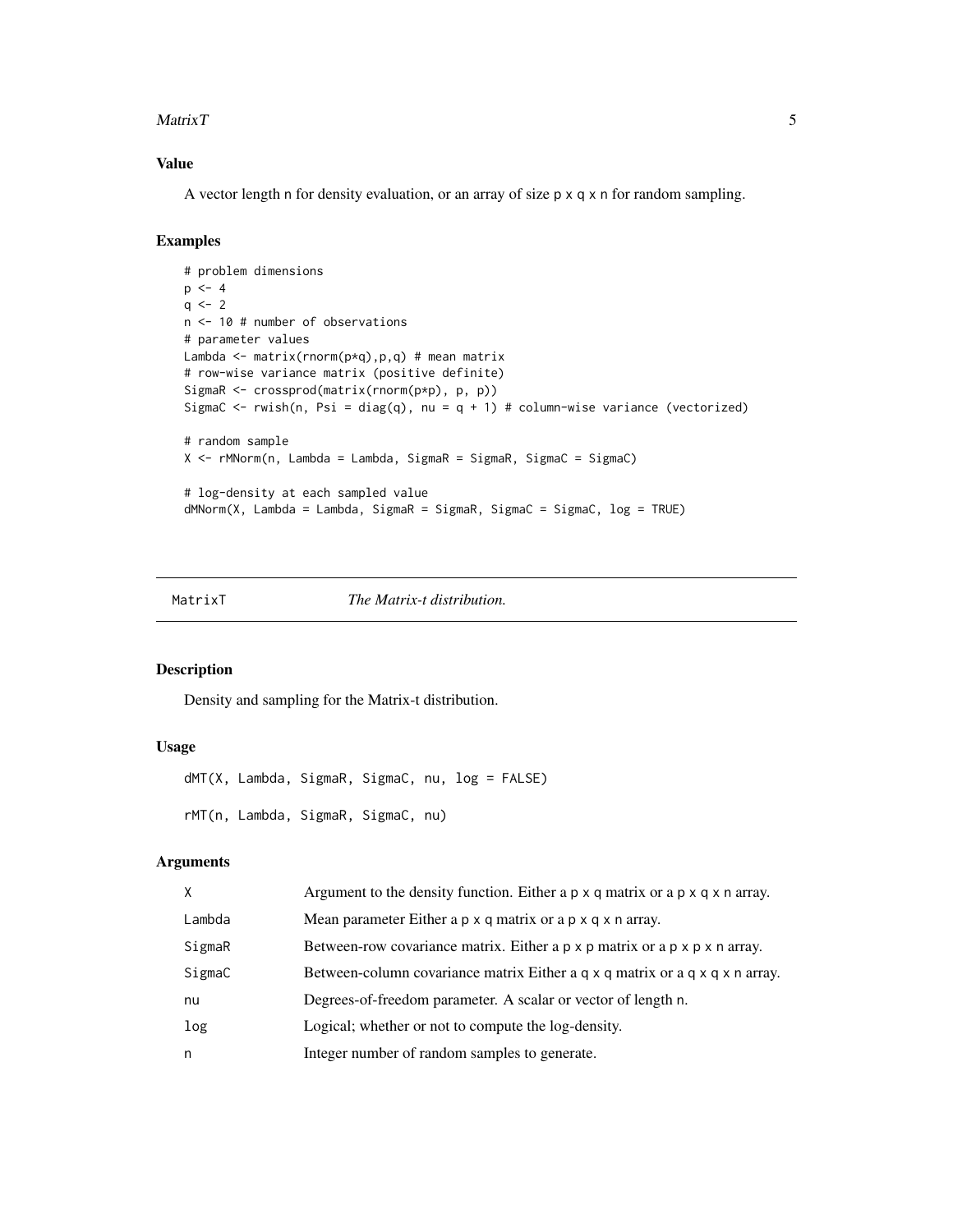### Value

A vector length n for density evaluation, or an array of size p x q x n for random sampling.

### Examples

```
# problem dimensions
p <- 4
q <- 2
n <- 10 # number of observations
# parameter values
Lambda <- matrix(rnorm(p*q),p,q) # mean matrix
# row-wise variance matrix (positive definite)
SigmaR <- crossprod(matrix(rnorm(p*p), p, p))
SigmaC <- rwish(n, Psi = diag(q), nu = q + 1) # column-wise variance (vectorized)

# random sample
X <- rMNorm(n, Lambda = Lambda, SigmaR = SigmaR, SigmaC = SigmaC)

# log-density at each sampled value
dMNorm(X, Lambda = Lambda, SigmaR = SigmaR, SigmaC = SigmaC, log = TRUE)
```

---

## MatrixT — *The Matrix-t distribution.*

### Description

Density and sampling for the Matrix-t distribution.

### Usage

```
dMT(X, Lambda, SigmaR, SigmaC, nu, log = FALSE)

rMT(n, Lambda, SigmaR, SigmaC, nu)
```

### Arguments

| | |
|---|---|
| X | Argument to the density function. Either a p x q matrix or a p x q x n array. |
| Lambda | Mean parameter Either a p x q matrix or a p x q x n array. |
| SigmaR | Between-row covariance matrix. Either a p x p matrix or a p x p x n array. |
| SigmaC | Between-column covariance matrix Either a q x q matrix or a q x q x n array. |
| nu | Degrees-of-freedom parameter. A scalar or vector of length n. |
| log | Logical; whether or not to compute the log-density. |
| n | Integer number of random samples to generate. |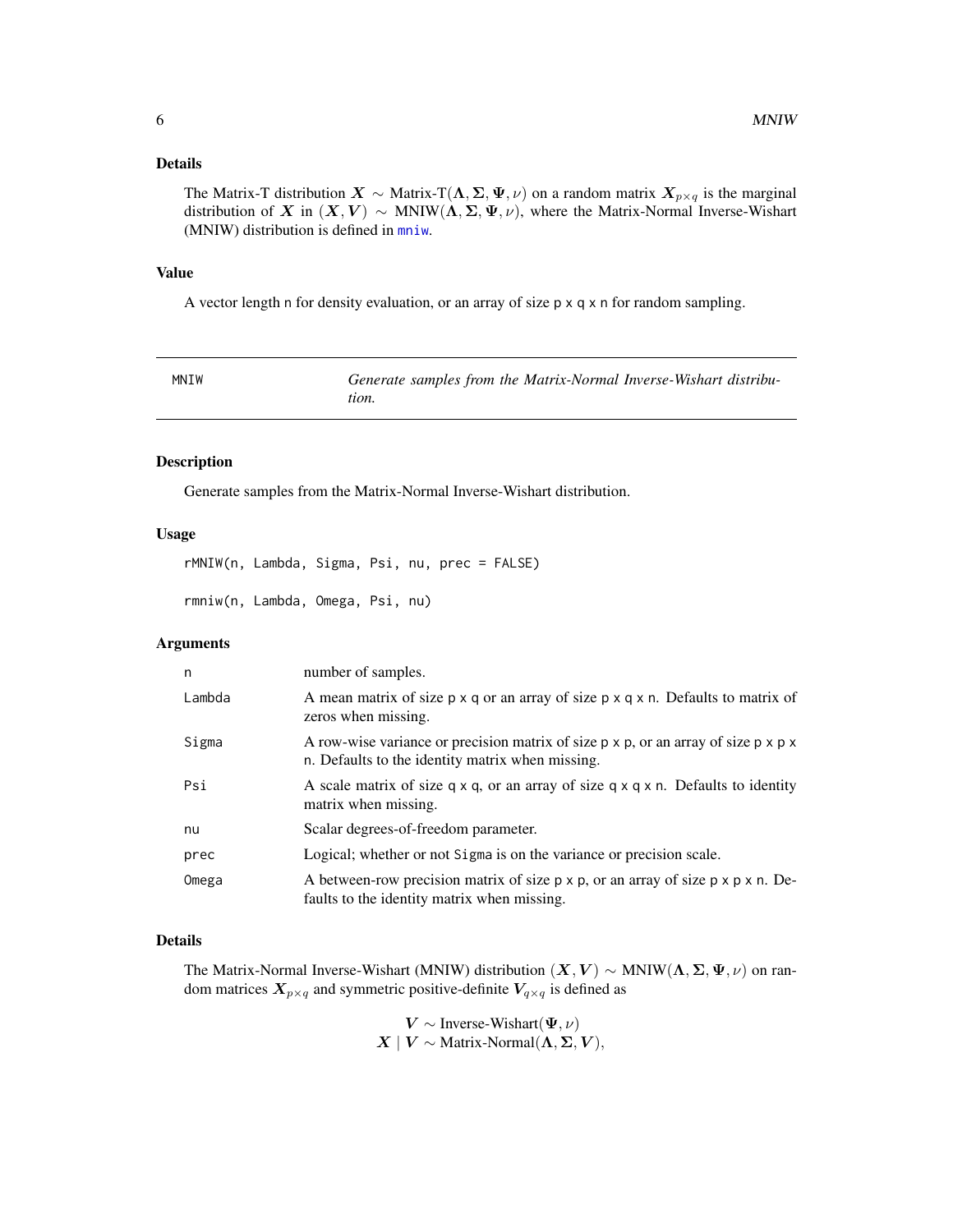## Details

The Matrix-T distribution $\boldsymbol{X} \sim \text{Matrix-T}(\boldsymbol{\Lambda}, \boldsymbol{\Sigma}, \boldsymbol{\Psi}, \nu)$ on a random matrix $\boldsymbol{X}_{p \times q}$ is the marginal distribution of $\boldsymbol{X}$ in $(\boldsymbol{X}, \boldsymbol{V}) \sim \text{MNIW}(\boldsymbol{\Lambda}, \boldsymbol{\Sigma}, \boldsymbol{\Psi}, \nu)$, where the Matrix-Normal Inverse-Wishart (MNIW) distribution is defined in mniw.

## Value

A vector length n for density evaluation, or an array of size p x q x n for random sampling.

---

# MNIW — *Generate samples from the Matrix-Normal Inverse-Wishart distribution.*

## Description

Generate samples from the Matrix-Normal Inverse-Wishart distribution.

## Usage

```
rMNIW(n, Lambda, Sigma, Psi, nu, prec = FALSE)

rmniw(n, Lambda, Omega, Psi, nu)
```

## Arguments

| | |
|---|---|
| n | number of samples. |
| Lambda | A mean matrix of size p x q or an array of size p x q x n. Defaults to matrix of zeros when missing. |
| Sigma | A row-wise variance or precision matrix of size p x p, or an array of size p x p x n. Defaults to the identity matrix when missing. |
| Psi | A scale matrix of size q x q, or an array of size q x q x n. Defaults to identity matrix when missing. |
| nu | Scalar degrees-of-freedom parameter. |
| prec | Logical; whether or not Sigma is on the variance or precision scale. |
| Omega | A between-row precision matrix of size p x p, or an array of size p x p x n. Defaults to the identity matrix when missing. |

## Details

The Matrix-Normal Inverse-Wishart (MNIW) distribution $(\boldsymbol{X}, \boldsymbol{V}) \sim \text{MNIW}(\boldsymbol{\Lambda}, \boldsymbol{\Sigma}, \boldsymbol{\Psi}, \nu)$ on random matrices $\boldsymbol{X}_{p \times q}$ and symmetric positive-definite $\boldsymbol{V}_{q \times q}$ is defined as

$$\boldsymbol{V} \sim \text{Inverse-Wishart}(\boldsymbol{\Psi}, \nu)$$
$$\boldsymbol{X} \mid \boldsymbol{V} \sim \text{Matrix-Normal}(\boldsymbol{\Lambda}, \boldsymbol{\Sigma}, \boldsymbol{V}),$$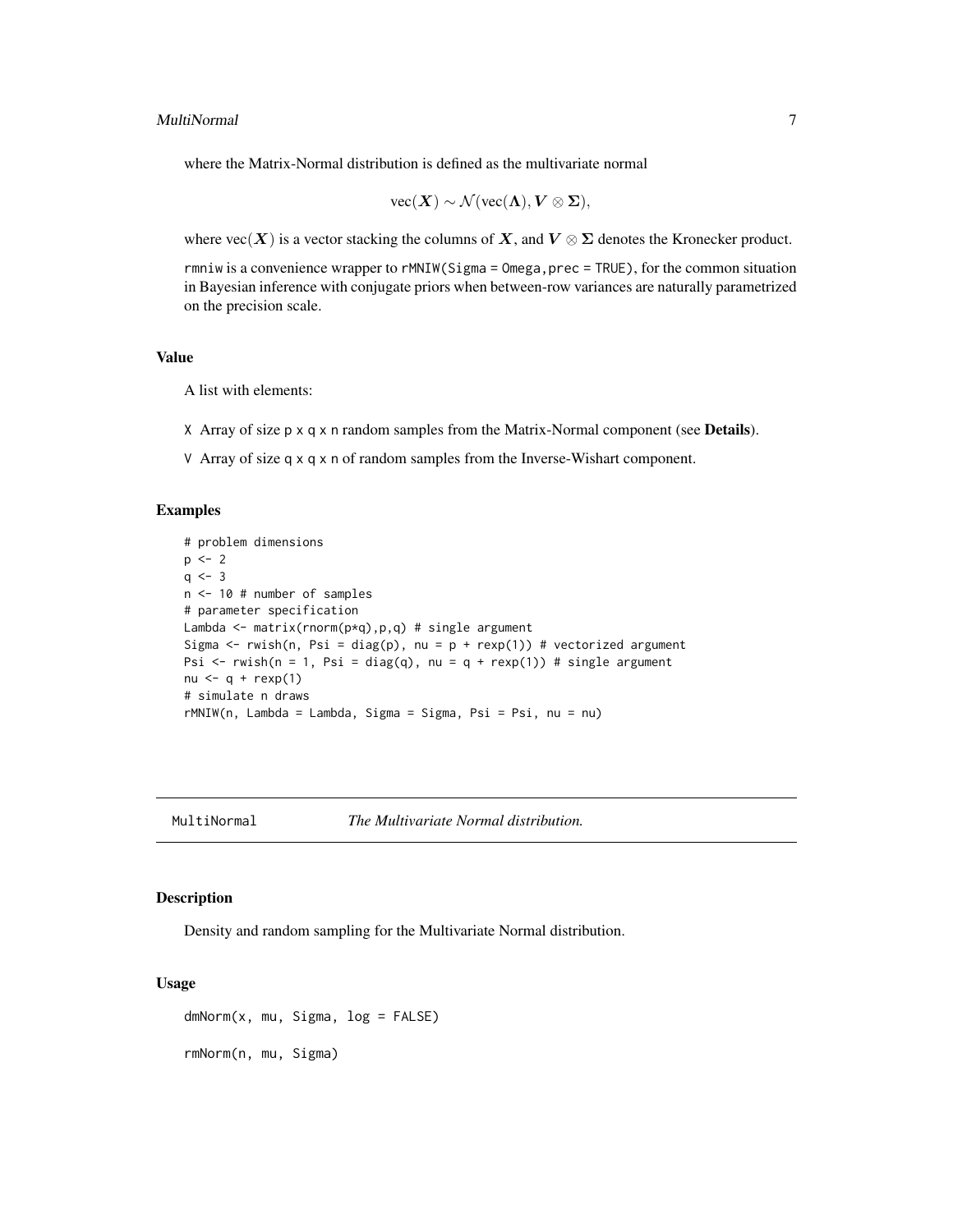where the Matrix-Normal distribution is defined as the multivariate normal

$$\mathrm{vec}(\boldsymbol{X}) \sim \mathcal{N}(\mathrm{vec}(\boldsymbol{\Lambda}), \boldsymbol{V} \otimes \boldsymbol{\Sigma}),$$

where $\mathrm{vec}(\boldsymbol{X})$ is a vector stacking the columns of $\boldsymbol{X}$, and $\boldsymbol{V} \otimes \boldsymbol{\Sigma}$ denotes the Kronecker product.

`rmniw` is a convenience wrapper to `rMNIW(Sigma = Omega,prec = TRUE)`, for the common situation in Bayesian inference with conjugate priors when between-row variances are naturally parametrized on the precision scale.

### Value

A list with elements:

- `X` Array of size `p x q x n` random samples from the Matrix-Normal component (see **Details**).
- `V` Array of size `q x q x n` of random samples from the Inverse-Wishart component.

### Examples

```
# problem dimensions
p <- 2
q <- 3
n <- 10 # number of samples
# parameter specification
Lambda <- matrix(rnorm(p*q),p,q) # single argument
Sigma <- rwish(n, Psi = diag(p), nu = p + rexp(1)) # vectorized argument
Psi <- rwish(n = 1, Psi = diag(q), nu = q + rexp(1)) # single argument
nu <- q + rexp(1)
# simulate n draws
rMNIW(n, Lambda = Lambda, Sigma = Sigma, Psi = Psi, nu = nu)
```

---

## MultiNormal — *The Multivariate Normal distribution.*

### Description

Density and random sampling for the Multivariate Normal distribution.

### Usage

```
dmNorm(x, mu, Sigma, log = FALSE)

rmNorm(n, mu, Sigma)
```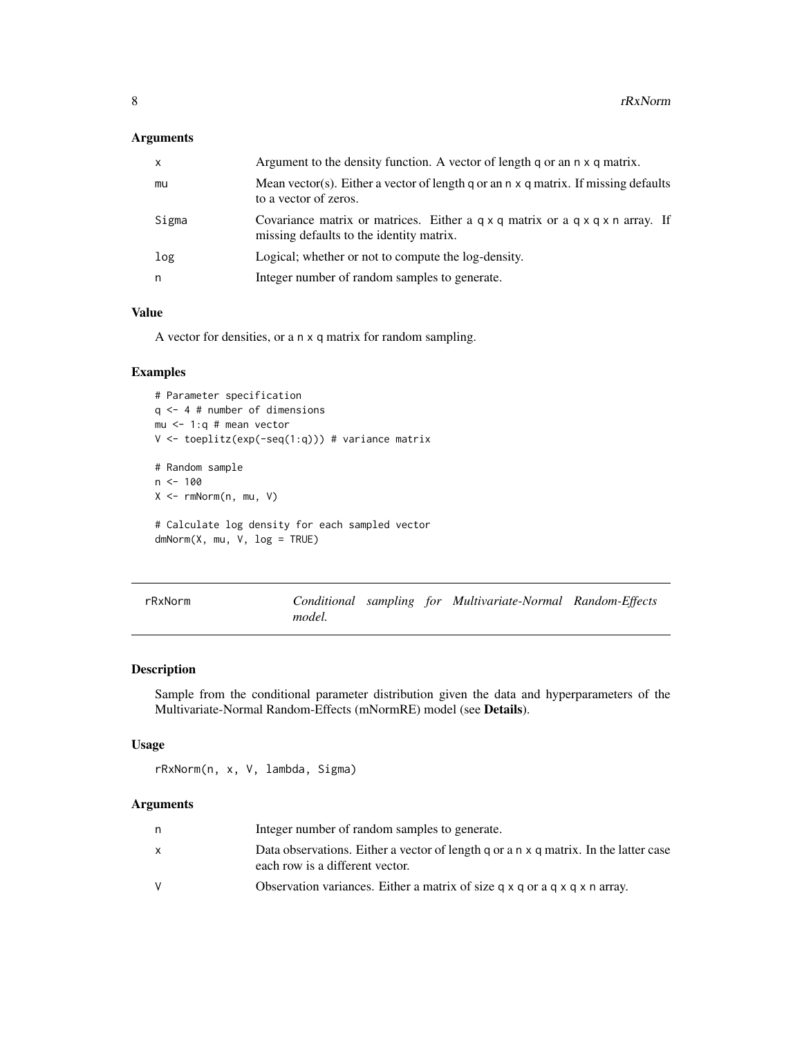### Arguments

| | |
|---|---|
| x | Argument to the density function. A vector of length q or an n x q matrix. |
| mu | Mean vector(s). Either a vector of length q or an n x q matrix. If missing defaults to a vector of zeros. |
| Sigma | Covariance matrix or matrices. Either a q x q matrix or a q x q x n array. If missing defaults to the identity matrix. |
| log | Logical; whether or not to compute the log-density. |
| n | Integer number of random samples to generate. |

### Value

A vector for densities, or a n x q matrix for random sampling.

### Examples

```
# Parameter specification
q <- 4 # number of dimensions
mu <- 1:q # mean vector
V <- toeplitz(exp(-seq(1:q))) # variance matrix

# Random sample
n <- 100
X <- rmNorm(n, mu, V)

# Calculate log density for each sampled vector
dmNorm(X, mu, V, log = TRUE)
```

---

## rRxNorm — *Conditional sampling for Multivariate-Normal Random-Effects model.*

### Description

Sample from the conditional parameter distribution given the data and hyperparameters of the Multivariate-Normal Random-Effects (mNormRE) model (see **Details**).

### Usage

```
rRxNorm(n, x, V, lambda, Sigma)
```

### Arguments

| | |
|---|---|
| n | Integer number of random samples to generate. |
| x | Data observations. Either a vector of length q or a n x q matrix. In the latter case each row is a different vector. |
| V | Observation variances. Either a matrix of size q x q or a q x q x n array. |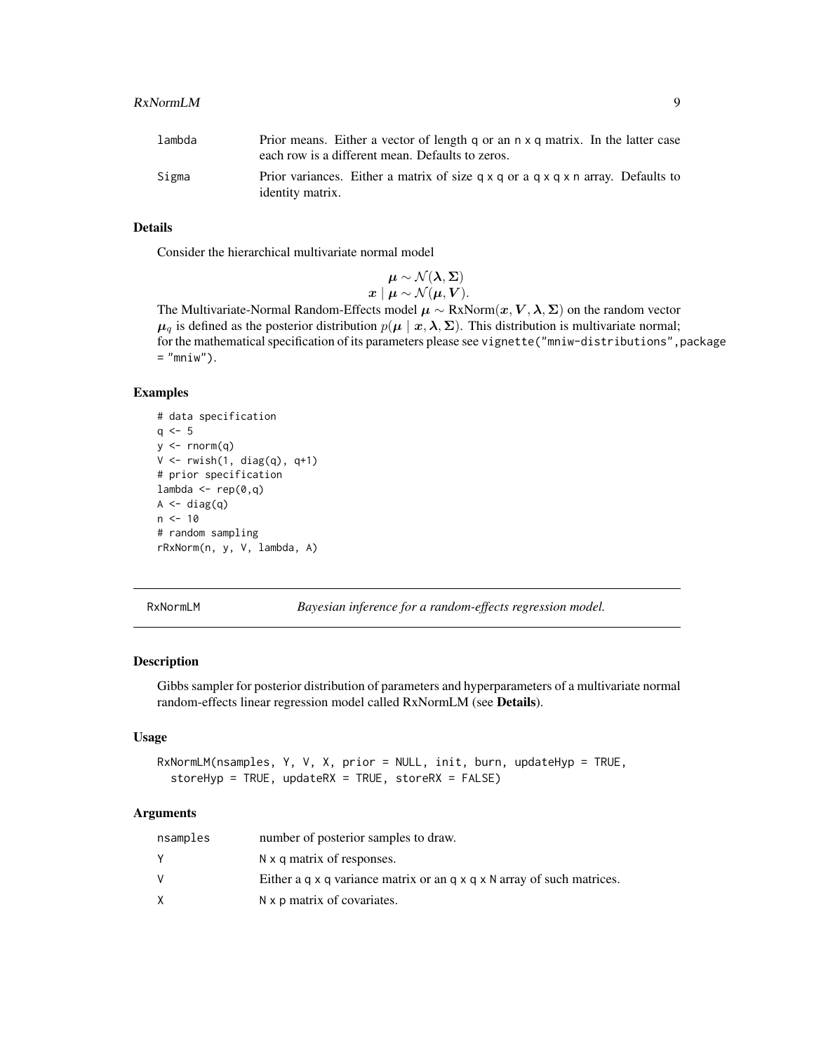| | |
|---|---|
| lambda | Prior means. Either a vector of length q or an n x q matrix. In the latter case each row is a different mean. Defaults to zeros. |
| Sigma | Prior variances. Either a matrix of size q x q or a q x q x n array. Defaults to identity matrix. |

### Details

Consider the hierarchical multivariate normal model

$$\boldsymbol{\mu} \sim \mathcal{N}(\boldsymbol{\lambda}, \boldsymbol{\Sigma})$$
$$\boldsymbol{x} \mid \boldsymbol{\mu} \sim \mathcal{N}(\boldsymbol{\mu}, \boldsymbol{V}).$$

The Multivariate-Normal Random-Effects model $\boldsymbol{\mu} \sim \text{RxNorm}(\boldsymbol{x}, \boldsymbol{V}, \boldsymbol{\lambda}, \boldsymbol{\Sigma})$ on the random vector $\boldsymbol{\mu}_q$ is defined as the posterior distribution $p(\boldsymbol{\mu} \mid \boldsymbol{x}, \boldsymbol{\lambda}, \boldsymbol{\Sigma})$. This distribution is multivariate normal; for the mathematical specification of its parameters please see `vignette("mniw-distributions",package = "mniw")`.

### Examples

```
# data specification
q <- 5
y <- rnorm(q)
V <- rwish(1, diag(q), q+1)
# prior specification
lambda <- rep(0,q)
A <- diag(q)
n <- 10
# random sampling
rRxNorm(n, y, V, lambda, A)
```

---

## RxNormLM — *Bayesian inference for a random-effects regression model.*

### Description

Gibbs sampler for posterior distribution of parameters and hyperparameters of a multivariate normal random-effects linear regression model called RxNormLM (see **Details**).

### Usage

```
RxNormLM(nsamples, Y, V, X, prior = NULL, init, burn, updateHyp = TRUE,
  storeHyp = TRUE, updateRX = TRUE, storeRX = FALSE)
```

### Arguments

| | |
|---|---|
| nsamples | number of posterior samples to draw. |
| Y | N x q matrix of responses. |
| V | Either a q x q variance matrix or an q x q x N array of such matrices. |
| X | N x p matrix of covariates. |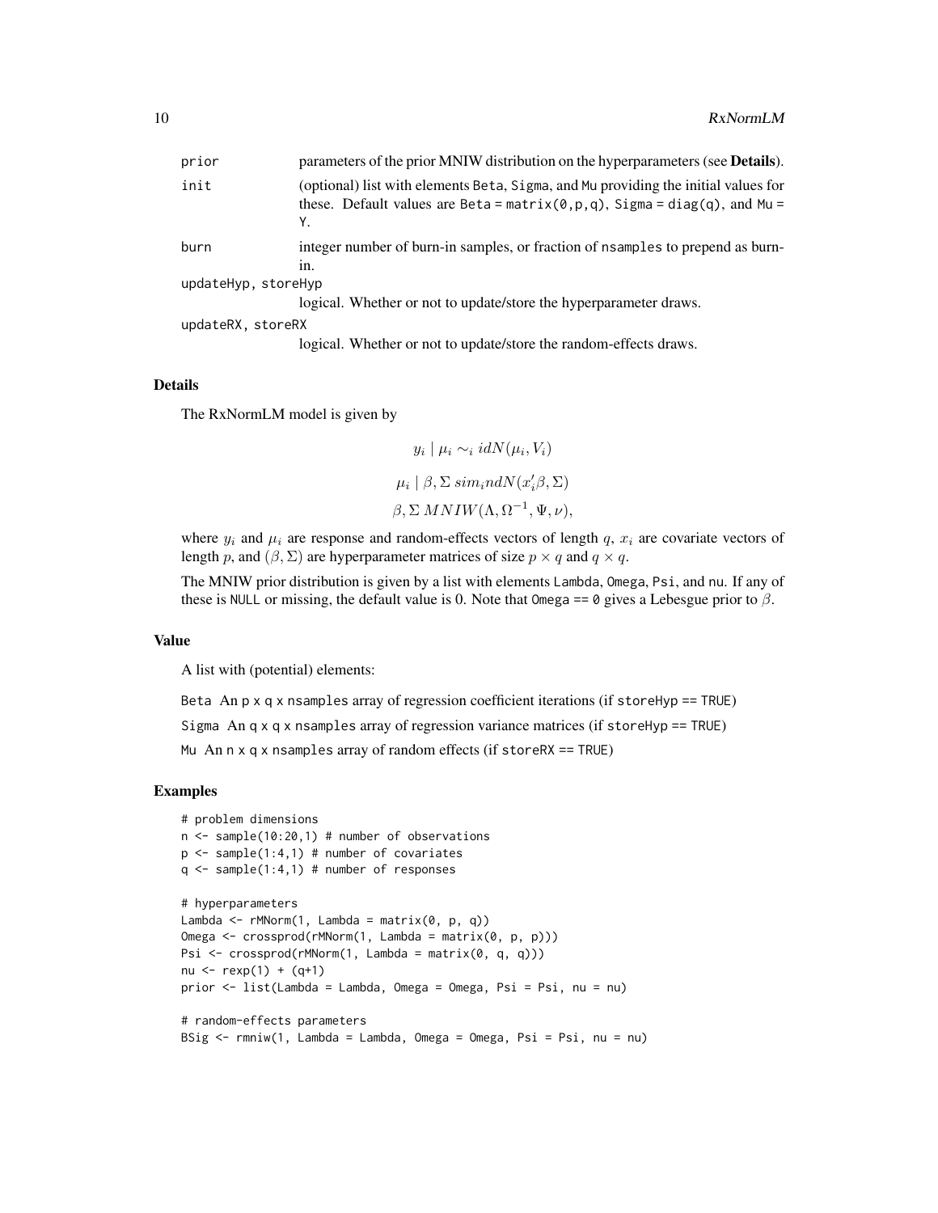| | |
|---|---|
| prior | parameters of the prior MNIW distribution on the hyperparameters (see **Details**). |
| init | (optional) list with elements Beta, Sigma, and Mu providing the initial values for these. Default values are Beta = matrix(0,p,q), Sigma = diag(q), and Mu = Y. |
| burn | integer number of burn-in samples, or fraction of nsamples to prepend as burn-in. |
| updateHyp, storeHyp | logical. Whether or not to update/store the hyperparameter draws. |
| updateRX, storeRX | logical. Whether or not to update/store the random-effects draws. |

### Details

The RxNormLM model is given by

$$y_i \mid \mu_i \sim_i idN(\mu_i, V_i)$$

$$\mu_i \mid \beta, \Sigma \; sim_i ndN(x_i'\beta, \Sigma)$$

$$\beta, \Sigma \; MNIW(\Lambda, \Omega^{-1}, \Psi, \nu),$$

where $y_i$ and $\mu_i$ are response and random-effects vectors of length $q$, $x_i$ are covariate vectors of length $p$, and $(\beta, \Sigma)$ are hyperparameter matrices of size $p \times q$ and $q \times q$.

The MNIW prior distribution is given by a list with elements Lambda, Omega, Psi, and nu. If any of these is NULL or missing, the default value is 0. Note that Omega == 0 gives a Lebesgue prior to $\beta$.

### Value

A list with (potential) elements:

Beta An p x q x nsamples array of regression coefficient iterations (if storeHyp == TRUE)

Sigma An q x q x nsamples array of regression variance matrices (if storeHyp == TRUE)

Mu An n x q x nsamples array of random effects (if storeRX == TRUE)

### Examples

```
# problem dimensions
n <- sample(10:20,1) # number of observations
p <- sample(1:4,1) # number of covariates
q <- sample(1:4,1) # number of responses

# hyperparameters
Lambda <- rMNorm(1, Lambda = matrix(0, p, q))
Omega <- crossprod(rMNorm(1, Lambda = matrix(0, p, p)))
Psi <- crossprod(rMNorm(1, Lambda = matrix(0, q, q)))
nu <- rexp(1) + (q+1)
prior <- list(Lambda = Lambda, Omega = Omega, Psi = Psi, nu = nu)

# random-effects parameters
BSig <- rmniw(1, Lambda = Lambda, Omega = Omega, Psi = Psi, nu = nu)
```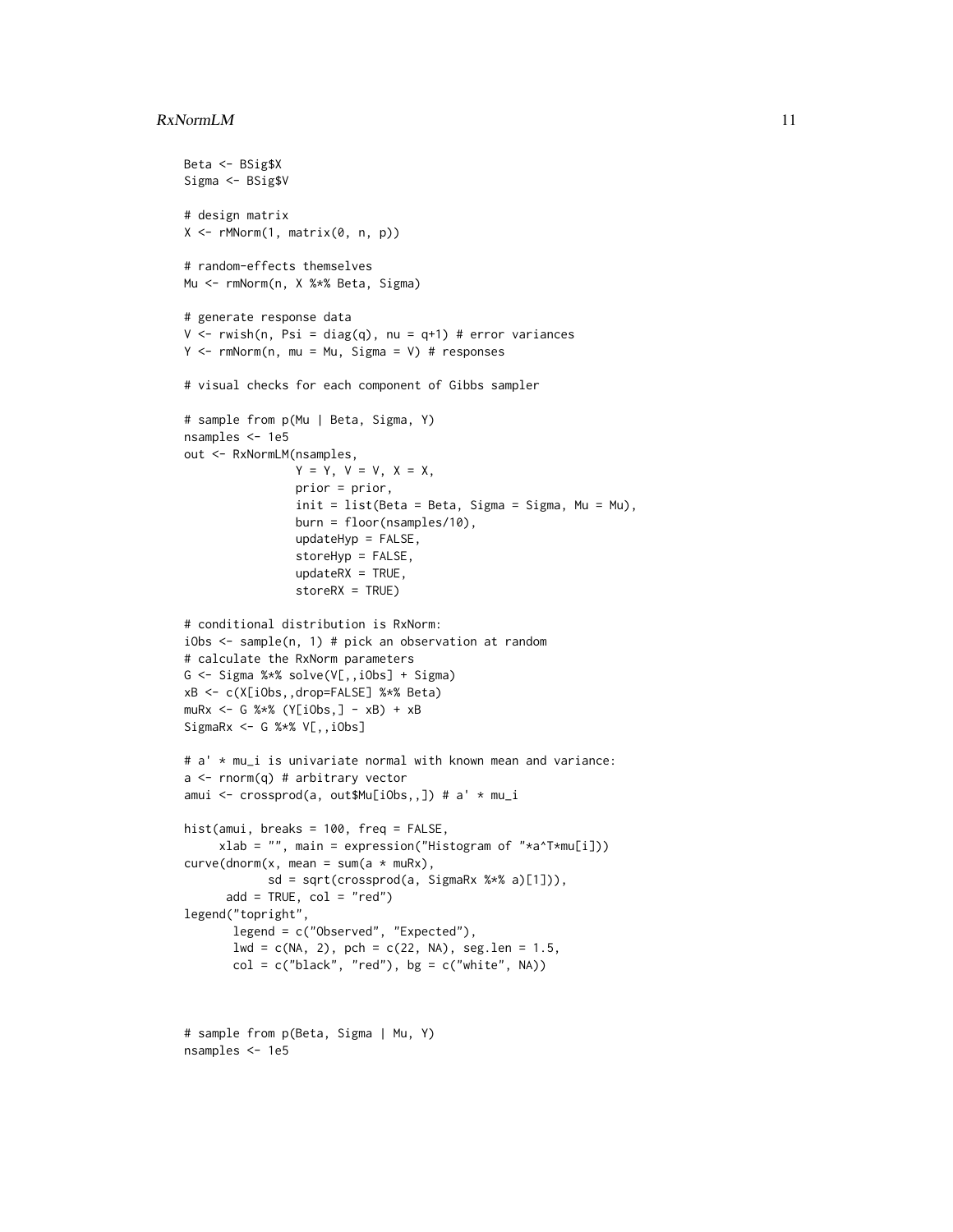```
Beta <- BSig$X
Sigma <- BSig$V

# design matrix
X <- rMNorm(1, matrix(0, n, p))

# random-effects themselves
Mu <- rmNorm(n, X %*% Beta, Sigma)

# generate response data
V <- rwish(n, Psi = diag(q), nu = q+1) # error variances
Y <- rmNorm(n, mu = Mu, Sigma = V) # responses

# visual checks for each component of Gibbs sampler

# sample from p(Mu | Beta, Sigma, Y)
nsamples <- 1e5
out <- RxNormLM(nsamples,
                Y = Y, V = V, X = X,
                prior = prior,
                init = list(Beta = Beta, Sigma = Sigma, Mu = Mu),
                burn = floor(nsamples/10),
                updateHyp = FALSE,
                storeHyp = FALSE,
                updateRX = TRUE,
                storeRX = TRUE)

# conditional distribution is RxNorm:
iObs <- sample(n, 1) # pick an observation at random
# calculate the RxNorm parameters
G <- Sigma %*% solve(V[,,iObs] + Sigma)
xB <- c(X[iObs,,drop=FALSE] %*% Beta)
muRx <- G %*% (Y[iObs,] - xB) + xB
SigmaRx <- G %*% V[,,iObs]

# a' * mu_i is univariate normal with known mean and variance:
a <- rnorm(q) # arbitrary vector
amui <- crossprod(a, out$Mu[iObs,,]) # a' * mu_i

hist(amui, breaks = 100, freq = FALSE,
     xlab = "", main = expression("Histogram of "*a^T*mu[i]))
curve(dnorm(x, mean = sum(a * muRx),
            sd = sqrt(crossprod(a, SigmaRx %*% a)[1])),
      add = TRUE, col = "red")
legend("topright",
       legend = c("Observed", "Expected"),
       lwd = c(NA, 2), pch = c(22, NA), seg.len = 1.5,
       col = c("black", "red"), bg = c("white", NA))



# sample from p(Beta, Sigma | Mu, Y)
nsamples <- 1e5
```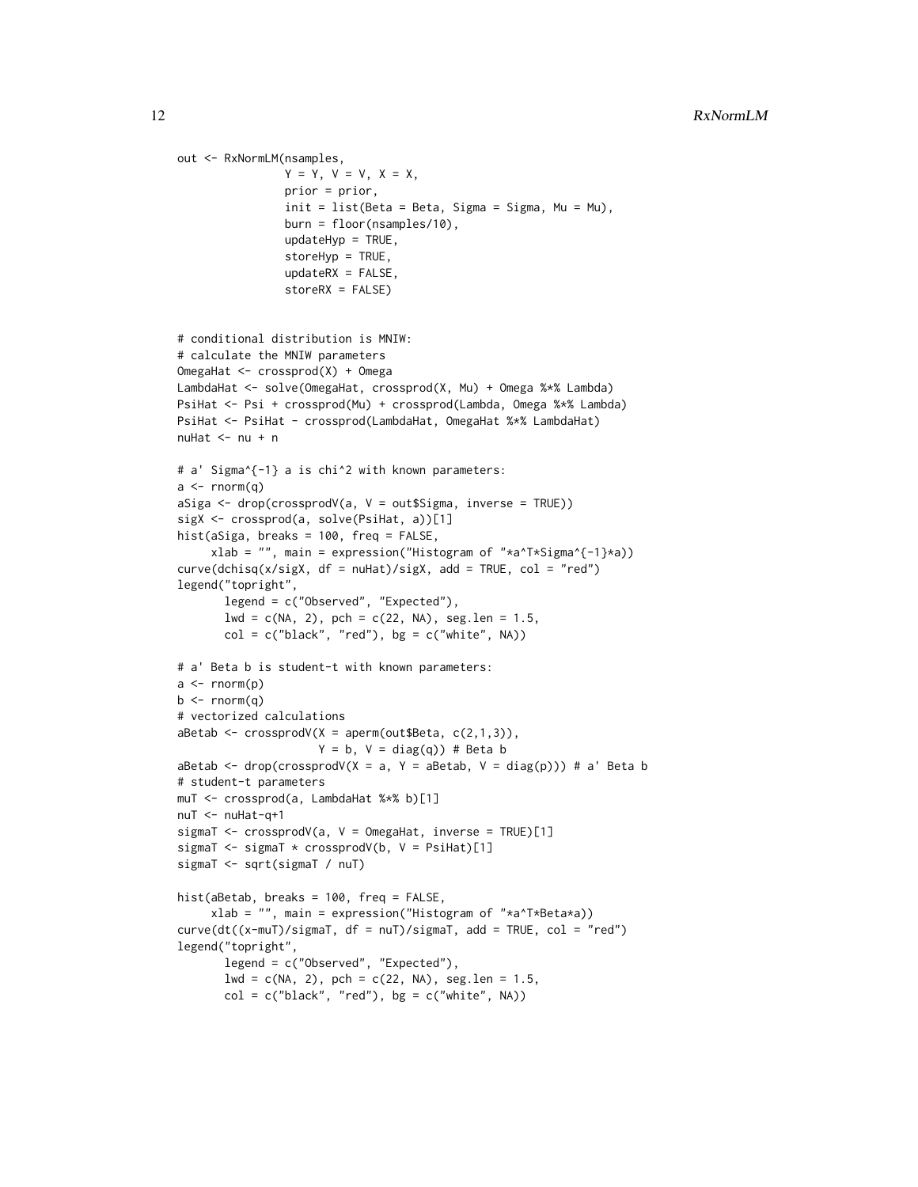```
out <- RxNormLM(nsamples,
                Y = Y, V = V, X = X,
                prior = prior,
                init = list(Beta = Beta, Sigma = Sigma, Mu = Mu),
                burn = floor(nsamples/10),
                updateHyp = TRUE,
                storeHyp = TRUE,
                updateRX = FALSE,
                storeRX = FALSE)


# conditional distribution is MNIW:
# calculate the MNIW parameters
OmegaHat <- crossprod(X) + Omega
LambdaHat <- solve(OmegaHat, crossprod(X, Mu) + Omega %*% Lambda)
PsiHat <- Psi + crossprod(Mu) + crossprod(Lambda, Omega %*% Lambda)
PsiHat <- PsiHat - crossprod(LambdaHat, OmegaHat %*% LambdaHat)
nuHat <- nu + n

# a' Sigma^{-1} a is chi^2 with known parameters:
a <- rnorm(q)
aSiga <- drop(crossprodV(a, V = out$Sigma, inverse = TRUE))
sigX <- crossprod(a, solve(PsiHat, a))[1]
hist(aSiga, breaks = 100, freq = FALSE,
     xlab = "", main = expression("Histogram of "*a^T*Sigma^{-1}*a))
curve(dchisq(x/sigX, df = nuHat)/sigX, add = TRUE, col = "red")
legend("topright",
       legend = c("Observed", "Expected"),
       lwd = c(NA, 2), pch = c(22, NA), seg.len = 1.5,
       col = c("black", "red"), bg = c("white", NA))

# a' Beta b is student-t with known parameters:
a <- rnorm(p)
b <- rnorm(q)
# vectorized calculations
aBetab <- crossprodV(X = aperm(out$Beta, c(2,1,3)),
                     Y = b, V = diag(q)) # Beta b
aBetab <- drop(crossprodV(X = a, Y = aBetab, V = diag(p))) # a' Beta b
# student-t parameters
muT <- crossprod(a, LambdaHat %*% b)[1]
nuT <- nuHat-q+1
sigmaT <- crossprodV(a, V = OmegaHat, inverse = TRUE)[1]
sigmaT <- sigmaT * crossprodV(b, V = PsiHat)[1]
sigmaT <- sqrt(sigmaT / nuT)

hist(aBetab, breaks = 100, freq = FALSE,
     xlab = "", main = expression("Histogram of "*a^T*Beta*a))
curve(dt((x-muT)/sigmaT, df = nuT)/sigmaT, add = TRUE, col = "red")
legend("topright",
       legend = c("Observed", "Expected"),
       lwd = c(NA, 2), pch = c(22, NA), seg.len = 1.5,
       col = c("black", "red"), bg = c("white", NA))
```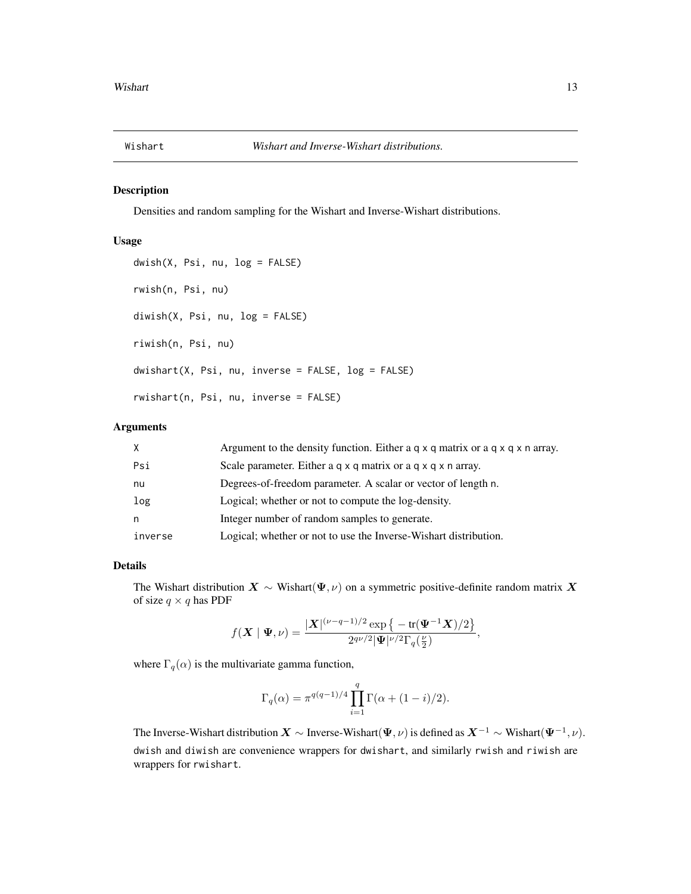Wishart *Wishart and Inverse-Wishart distributions.*

## Description

Densities and random sampling for the Wishart and Inverse-Wishart distributions.

## Usage

```
dwish(X, Psi, nu, log = FALSE)

rwish(n, Psi, nu)

diwish(X, Psi, nu, log = FALSE)

riwish(n, Psi, nu)

dwishart(X, Psi, nu, inverse = FALSE, log = FALSE)

rwishart(n, Psi, nu, inverse = FALSE)
```

## Arguments

| | |
|---|---|
| X | Argument to the density function. Either a q x q matrix or a q x q x n array. |
| Psi | Scale parameter. Either a q x q matrix or a q x q x n array. |
| nu | Degrees-of-freedom parameter. A scalar or vector of length n. |
| log | Logical; whether or not to compute the log-density. |
| n | Integer number of random samples to generate. |
| inverse | Logical; whether or not to use the Inverse-Wishart distribution. |

## Details

The Wishart distribution $\boldsymbol{X} \sim \text{Wishart}(\boldsymbol{\Psi}, \nu)$ on a symmetric positive-definite random matrix $\boldsymbol{X}$ of size $q \times q$ has PDF

$$f(\boldsymbol{X} \mid \boldsymbol{\Psi}, \nu) = \frac{|\boldsymbol{X}|^{(\nu-q-1)/2} \exp\left\{-\operatorname{tr}(\boldsymbol{\Psi}^{-1}\boldsymbol{X})/2\right\}}{2^{q\nu/2}|\boldsymbol{\Psi}|^{\nu/2}\Gamma_q(\frac{\nu}{2})},$$

where $\Gamma_q(\alpha)$ is the multivariate gamma function,

$$\Gamma_q(\alpha) = \pi^{q(q-1)/4} \prod_{i=1}^{q} \Gamma(\alpha + (1-i)/2).$$

The Inverse-Wishart distribution $\boldsymbol{X} \sim \text{Inverse-Wishart}(\boldsymbol{\Psi}, \nu)$ is defined as $\boldsymbol{X}^{-1} \sim \text{Wishart}(\boldsymbol{\Psi}^{-1}, \nu)$.

dwish and diwish are convenience wrappers for dwishart, and similarly rwish and riwish are wrappers for rwishart.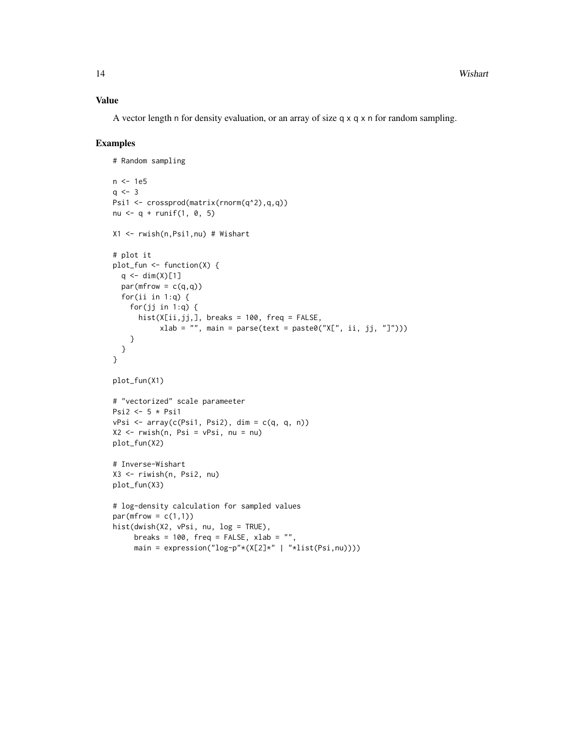## Value

A vector length n for density evaluation, or an array of size q x q x n for random sampling.

## Examples

```
# Random sampling

n <- 1e5
q <- 3
Psi1 <- crossprod(matrix(rnorm(q^2),q,q))
nu <- q + runif(1, 0, 5)

X1 <- rwish(n,Psi1,nu) # Wishart

# plot it
plot_fun <- function(X) {
  q <- dim(X)[1]
  par(mfrow = c(q,q))
  for(ii in 1:q) {
    for(jj in 1:q) {
      hist(X[ii,jj,], breaks = 100, freq = FALSE,
           xlab = "", main = parse(text = paste0("X[", ii, jj, "]")))
    }
  }
}

plot_fun(X1)

# "vectorized" scale parameeter
Psi2 <- 5 * Psi1
vPsi <- array(c(Psi1, Psi2), dim = c(q, q, n))
X2 <- rwish(n, Psi = vPsi, nu = nu)
plot_fun(X2)

# Inverse-Wishart
X3 <- riwish(n, Psi2, nu)
plot_fun(X3)

# log-density calculation for sampled values
par(mfrow = c(1,1))
hist(dwish(X2, vPsi, nu, log = TRUE),
     breaks = 100, freq = FALSE, xlab = "",
     main = expression("log-p"*(X[2]*" | "*list(Psi,nu))))
```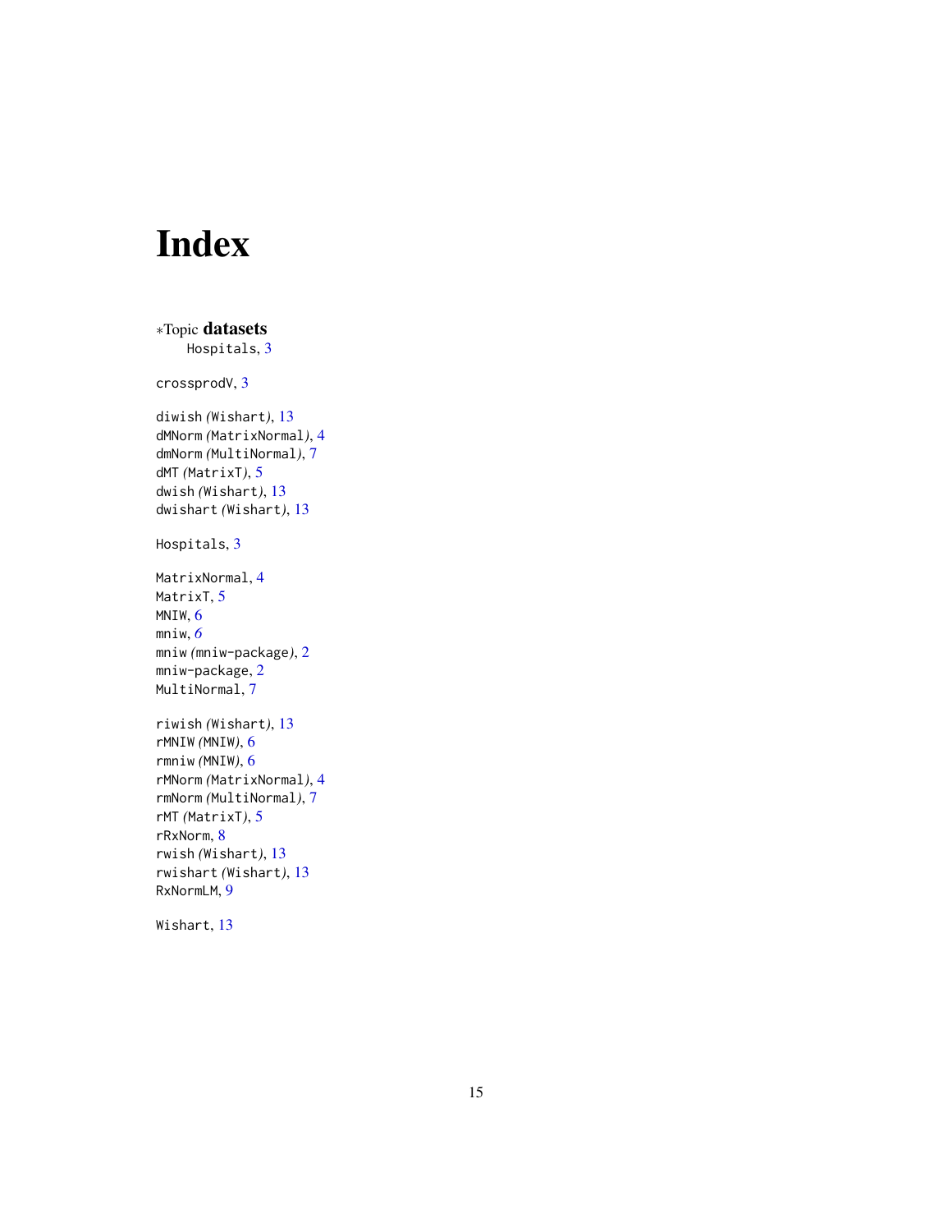# Index

∗Topic **datasets**
  Hospitals, 3

crossprodV, 3

diwish *(*Wishart*)*, 13
dMNorm *(*MatrixNormal*)*, 4
dmNorm *(*MultiNormal*)*, 7
dMT *(*MatrixT*)*, 5
dwish *(*Wishart*)*, 13
dwishart *(*Wishart*)*, 13

Hospitals, 3

MatrixNormal, 4
MatrixT, 5
MNIW, 6
mniw, *6*
mniw *(*mniw-package*)*, 2
mniw-package, 2
MultiNormal, 7

riwish *(*Wishart*)*, 13
rMNIW *(*MNIW*)*, 6
rmniw *(*MNIW*)*, 6
rMNorm *(*MatrixNormal*)*, 4
rmNorm *(*MultiNormal*)*, 7
rMT *(*MatrixT*)*, 5
rRxNorm, 8
rwish *(*Wishart*)*, 13
rwishart *(*Wishart*)*, 13
RxNormLM, 9

Wishart, 13